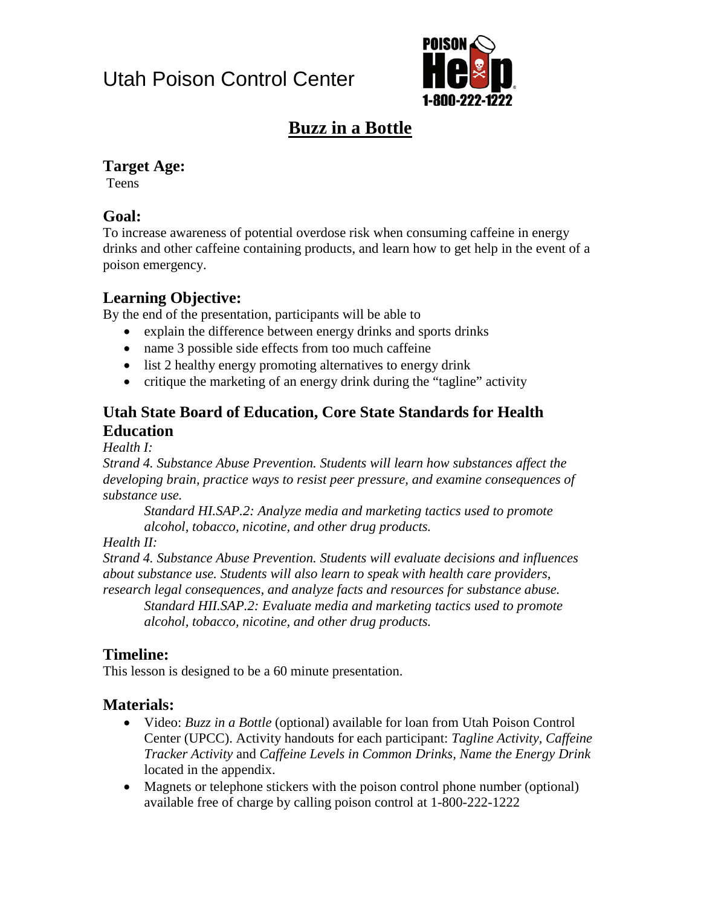Utah Poison Control Center

POISON Help 1-800-222-1222

# Buzz in a Bottle

## Target Age:

Teens

## Goal:

To increase awareness of potential overdose risk when consuming caffeine in energy drinks and other caffeine containing products, and learn how to get help in the event of a poison emergency.

## Learning Objective:

By the end of the presentation, participants will be able to

- explain the difference between energy drinks and sports drinks
- name 3 possible side effects from too much caffeine
- list 2 healthy energy promoting alternatives to energy drink
- critique the marketing of an energy drink during the "tagline" activity

## Utah State Board of Education, Core State Standards for Health Education

*Health I:*

*Strand 4. Substance Abuse Prevention. Students will learn how substances affect the developing brain, practice ways to resist peer pressure, and examine consequences of substance use.*

> *Standard HI.SAP.2: Analyze media and marketing tactics used to promote alcohol, tobacco, nicotine, and other drug products.*

*Health II:*

*Strand 4. Substance Abuse Prevention. Students will evaluate decisions and influences about substance use. Students will also learn to speak with health care providers, research legal consequences, and analyze facts and resources for substance abuse.*

> *Standard HII.SAP.2: Evaluate media and marketing tactics used to promote alcohol, tobacco, nicotine, and other drug products.*

## Timeline:

This lesson is designed to be a 60 minute presentation.

## Materials:

- Video: *Buzz in a Bottle* (optional) available for loan from Utah Poison Control Center (UPCC). Activity handouts for each participant: *Tagline Activity, Caffeine Tracker Activity* and *Caffeine Levels in Common Drinks*, *Name the Energy Drink* located in the appendix.
- Magnets or telephone stickers with the poison control phone number (optional) available free of charge by calling poison control at 1-800-222-1222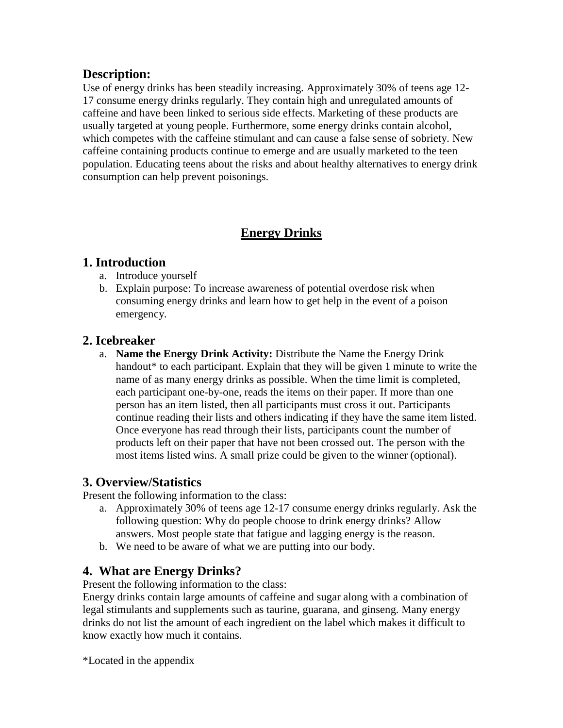## Description:

Use of energy drinks has been steadily increasing. Approximately 30% of teens age 12-17 consume energy drinks regularly. They contain high and unregulated amounts of caffeine and have been linked to serious side effects. Marketing of these products are usually targeted at young people. Furthermore, some energy drinks contain alcohol, which competes with the caffeine stimulant and can cause a false sense of sobriety. New caffeine containing products continue to emerge and are usually marketed to the teen population. Educating teens about the risks and about healthy alternatives to energy drink consumption can help prevent poisonings.

# Energy Drinks

## 1. Introduction

a. Introduce yourself
b. Explain purpose: To increase awareness of potential overdose risk when consuming energy drinks and learn how to get help in the event of a poison emergency.

## 2. Icebreaker

a. **Name the Energy Drink Activity:** Distribute the Name the Energy Drink handout* to each participant. Explain that they will be given 1 minute to write the name of as many energy drinks as possible. When the time limit is completed, each participant one-by-one, reads the items on their paper. If more than one person has an item listed, then all participants must cross it out. Participants continue reading their lists and others indicating if they have the same item listed. Once everyone has read through their lists, participants count the number of products left on their paper that have not been crossed out. The person with the most items listed wins. A small prize could be given to the winner (optional).

## 3. Overview/Statistics

Present the following information to the class:

a. Approximately 30% of teens age 12-17 consume energy drinks regularly. Ask the following question: Why do people choose to drink energy drinks? Allow answers. Most people state that fatigue and lagging energy is the reason.
b. We need to be aware of what we are putting into our body.

## 4. What are Energy Drinks?

Present the following information to the class:

Energy drinks contain large amounts of caffeine and sugar along with a combination of legal stimulants and supplements such as taurine, guarana, and ginseng. Many energy drinks do not list the amount of each ingredient on the label which makes it difficult to know exactly how much it contains.

*Located in the appendix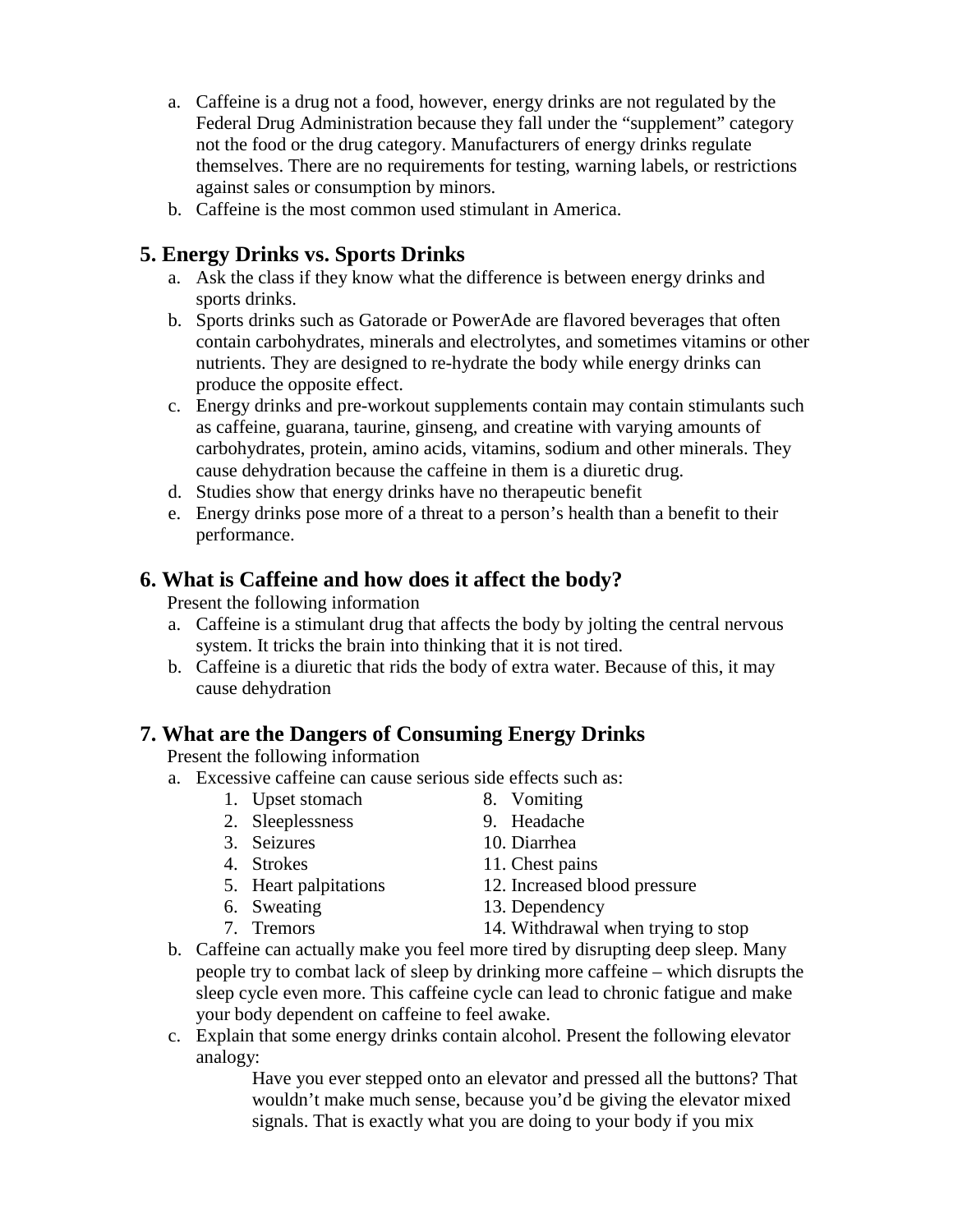a. Caffeine is a drug not a food, however, energy drinks are not regulated by the Federal Drug Administration because they fall under the "supplement" category not the food or the drug category. Manufacturers of energy drinks regulate themselves. There are no requirements for testing, warning labels, or restrictions against sales or consumption by minors.
b. Caffeine is the most common used stimulant in America.

## 5. Energy Drinks vs. Sports Drinks

a. Ask the class if they know what the difference is between energy drinks and sports drinks.
b. Sports drinks such as Gatorade or PowerAde are flavored beverages that often contain carbohydrates, minerals and electrolytes, and sometimes vitamins or other nutrients. They are designed to re-hydrate the body while energy drinks can produce the opposite effect.
c. Energy drinks and pre-workout supplements contain may contain stimulants such as caffeine, guarana, taurine, ginseng, and creatine with varying amounts of carbohydrates, protein, amino acids, vitamins, sodium and other minerals. They cause dehydration because the caffeine in them is a diuretic drug.
d. Studies show that energy drinks have no therapeutic benefit
e. Energy drinks pose more of a threat to a person's health than a benefit to their performance.

## 6. What is Caffeine and how does it affect the body?

Present the following information

a. Caffeine is a stimulant drug that affects the body by jolting the central nervous system. It tricks the brain into thinking that it is not tired.
b. Caffeine is a diuretic that rids the body of extra water. Because of this, it may cause dehydration

## 7. What are the Dangers of Consuming Energy Drinks

Present the following information

a. Excessive caffeine can cause serious side effects such as:
   1. Upset stomach
   2. Sleeplessness
   3. Seizures
   4. Strokes
   5. Heart palpitations
   6. Sweating
   7. Tremors
   8. Vomiting
   9. Headache
   10. Diarrhea
   11. Chest pains
   12. Increased blood pressure
   13. Dependency
   14. Withdrawal when trying to stop
b. Caffeine can actually make you feel more tired by disrupting deep sleep. Many people try to combat lack of sleep by drinking more caffeine – which disrupts the sleep cycle even more. This caffeine cycle can lead to chronic fatigue and make your body dependent on caffeine to feel awake.
c. Explain that some energy drinks contain alcohol. Present the following elevator analogy:

   > Have you ever stepped onto an elevator and pressed all the buttons? That wouldn't make much sense, because you'd be giving the elevator mixed signals. That is exactly what you are doing to your body if you mix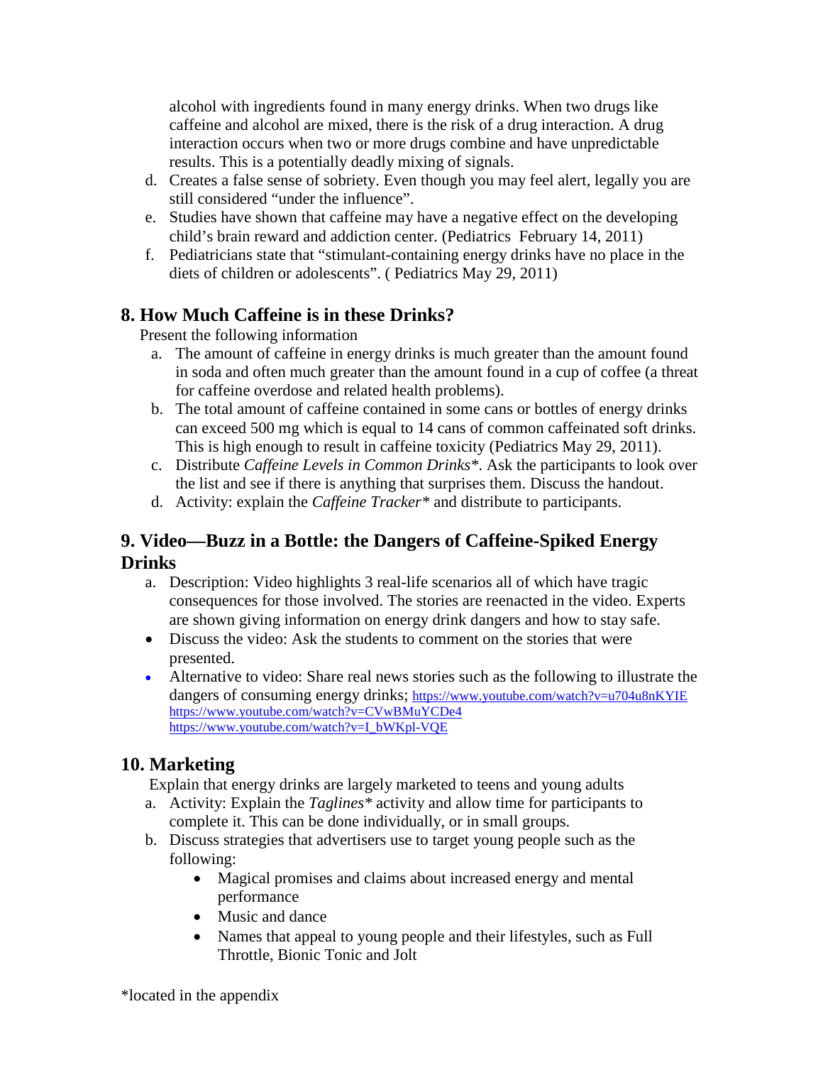alcohol with ingredients found in many energy drinks. When two drugs like caffeine and alcohol are mixed, there is the risk of a drug interaction. A drug interaction occurs when two or more drugs combine and have unpredictable results. This is a potentially deadly mixing of signals.

d. Creates a false sense of sobriety. Even though you may feel alert, legally you are still considered "under the influence".
e. Studies have shown that caffeine may have a negative effect on the developing child's brain reward and addiction center. (Pediatrics February 14, 2011)
f. Pediatricians state that "stimulant-containing energy drinks have no place in the diets of children or adolescents". ( Pediatrics May 29, 2011)

## 8. How Much Caffeine is in these Drinks?

Present the following information

a. The amount of caffeine in energy drinks is much greater than the amount found in soda and often much greater than the amount found in a cup of coffee (a threat for caffeine overdose and related health problems).
b. The total amount of caffeine contained in some cans or bottles of energy drinks can exceed 500 mg which is equal to 14 cans of common caffeinated soft drinks. This is high enough to result in caffeine toxicity (Pediatrics May 29, 2011).
c. Distribute *Caffeine Levels in Common Drinks**. Ask the participants to look over the list and see if there is anything that surprises them. Discuss the handout.
d. Activity: explain the *Caffeine Tracker** and distribute to participants.

## 9. Video—Buzz in a Bottle: the Dangers of Caffeine-Spiked Energy Drinks

a. Description: Video highlights 3 real-life scenarios all of which have tragic consequences for those involved. The stories are reenacted in the video. Experts are shown giving information on energy drink dangers and how to stay safe.

- Discuss the video: Ask the students to comment on the stories that were presented.
- Alternative to video: Share real news stories such as the following to illustrate the dangers of consuming energy drinks; https://www.youtube.com/watch?v=u704u8nKYIE https://www.youtube.com/watch?v=CVwBMuYCDe4 https://www.youtube.com/watch?v=I_bWKpl-VQE

## 10. Marketing

Explain that energy drinks are largely marketed to teens and young adults

a. Activity: Explain the *Taglines** activity and allow time for participants to complete it. This can be done individually, or in small groups.
b. Discuss strategies that advertisers use to target young people such as the following:
    - Magical promises and claims about increased energy and mental performance
    - Music and dance
    - Names that appeal to young people and their lifestyles, such as Full Throttle, Bionic Tonic and Jolt

*located in the appendix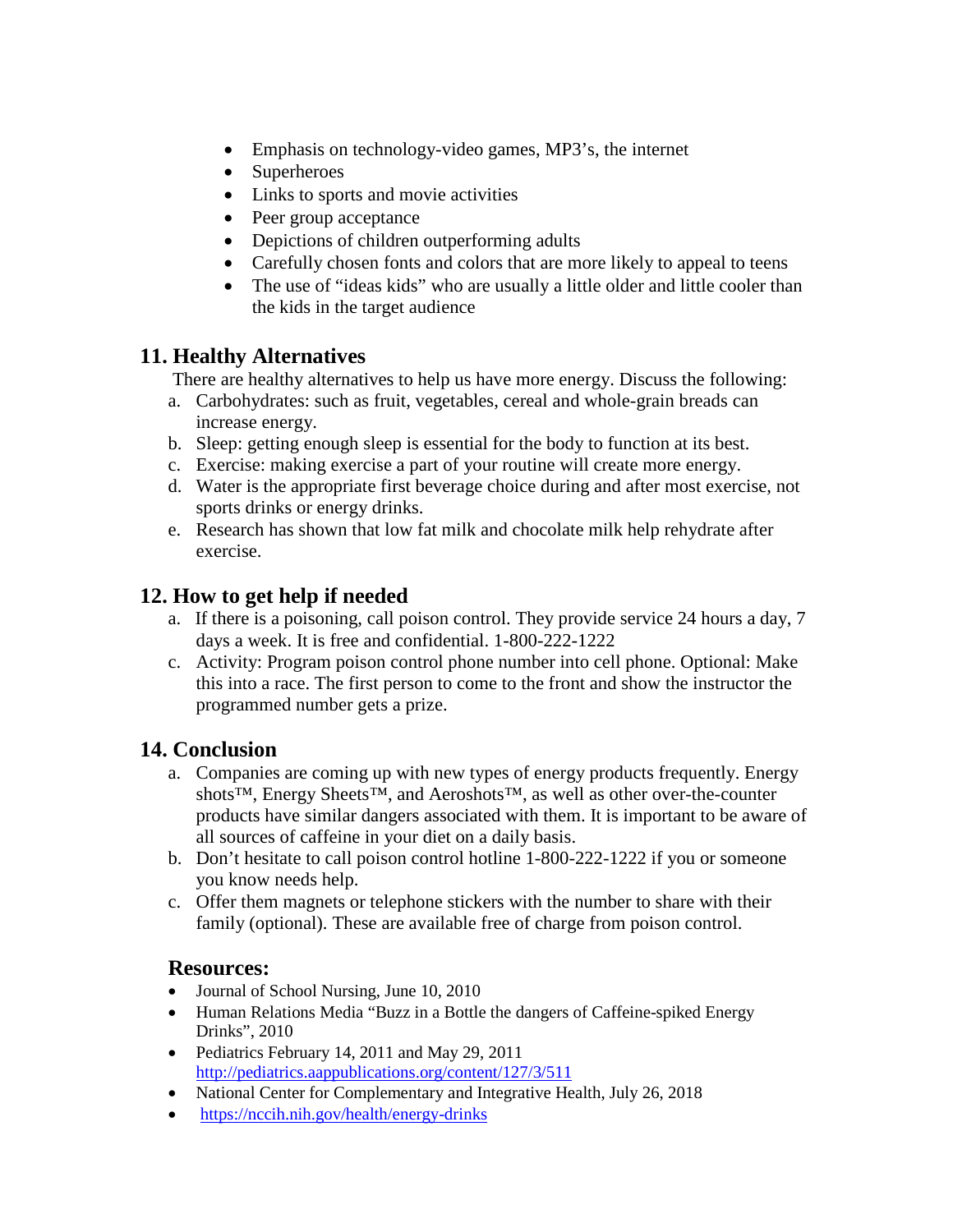- Emphasis on technology-video games, MP3's, the internet
- Superheroes
- Links to sports and movie activities
- Peer group acceptance
- Depictions of children outperforming adults
- Carefully chosen fonts and colors that are more likely to appeal to teens
- The use of "ideas kids" who are usually a little older and little cooler than the kids in the target audience

## 11. Healthy Alternatives

There are healthy alternatives to help us have more energy. Discuss the following:

a. Carbohydrates: such as fruit, vegetables, cereal and whole-grain breads can increase energy.
b. Sleep: getting enough sleep is essential for the body to function at its best.
c. Exercise: making exercise a part of your routine will create more energy.
d. Water is the appropriate first beverage choice during and after most exercise, not sports drinks or energy drinks.
e. Research has shown that low fat milk and chocolate milk help rehydrate after exercise.

## 12. How to get help if needed

a. If there is a poisoning, call poison control. They provide service 24 hours a day, 7 days a week. It is free and confidential. 1-800-222-1222
c. Activity: Program poison control phone number into cell phone. Optional: Make this into a race. The first person to come to the front and show the instructor the programmed number gets a prize.

## 14. Conclusion

a. Companies are coming up with new types of energy products frequently. Energy shots™, Energy Sheets™, and Aeroshots™, as well as other over-the-counter products have similar dangers associated with them. It is important to be aware of all sources of caffeine in your diet on a daily basis.
b. Don't hesitate to call poison control hotline 1-800-222-1222 if you or someone you know needs help.
c. Offer them magnets or telephone stickers with the number to share with their family (optional). These are available free of charge from poison control.

### Resources:

- Journal of School Nursing, June 10, 2010
- Human Relations Media "Buzz in a Bottle the dangers of Caffeine-spiked Energy Drinks", 2010
- Pediatrics February 14, 2011 and May 29, 2011 http://pediatrics.aappublications.org/content/127/3/511
- National Center for Complementary and Integrative Health, July 26, 2018
- https://nccih.nih.gov/health/energy-drinks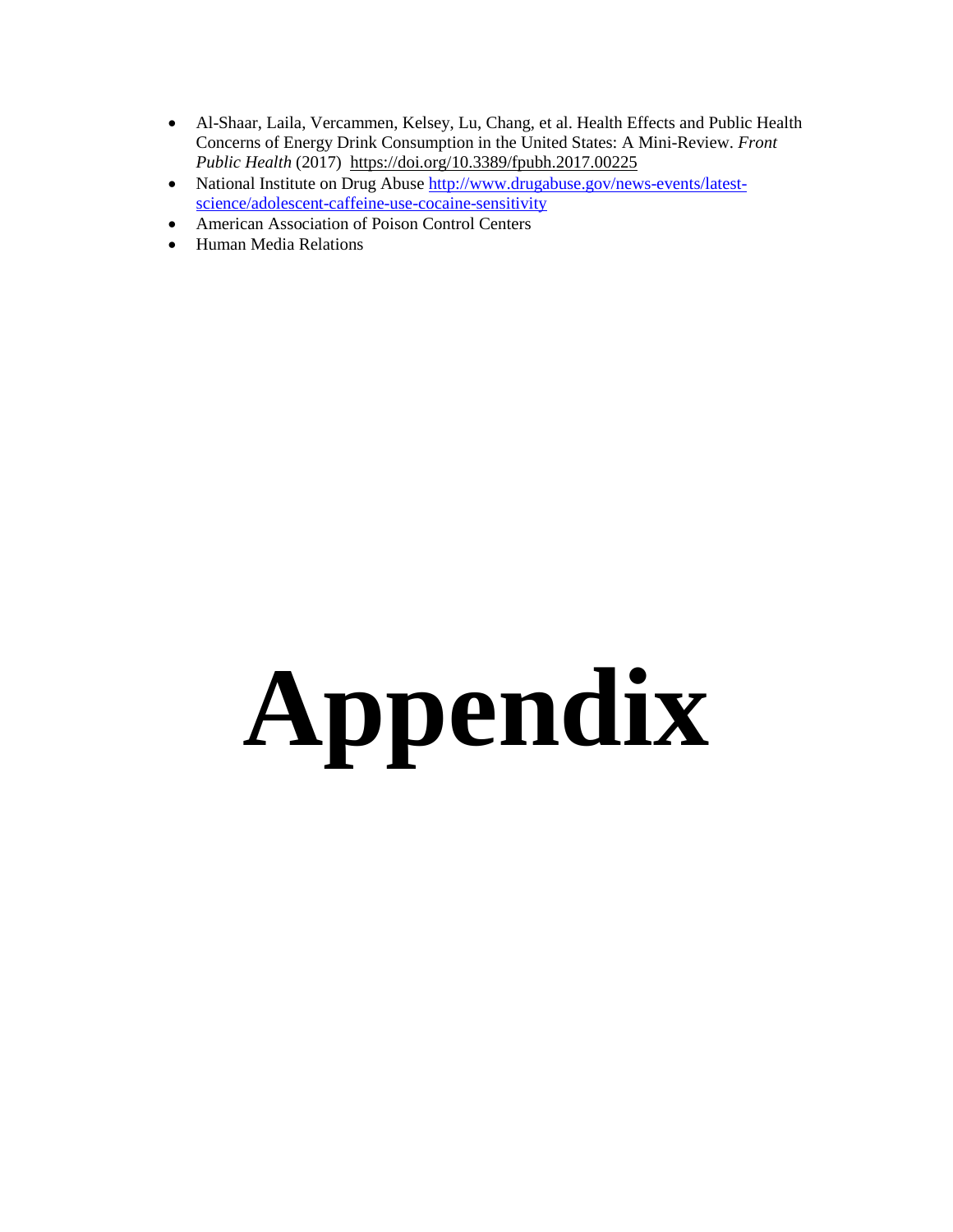- Al-Shaar, Laila, Vercammen, Kelsey, Lu, Chang, et al. Health Effects and Public Health Concerns of Energy Drink Consumption in the United States: A Mini-Review. *Front Public Health* (2017) https://doi.org/10.3389/fpubh.2017.00225
- National Institute on Drug Abuse http://www.drugabuse.gov/news-events/latest-science/adolescent-caffeine-use-cocaine-sensitivity
- American Association of Poison Control Centers
- Human Media Relations

# Appendix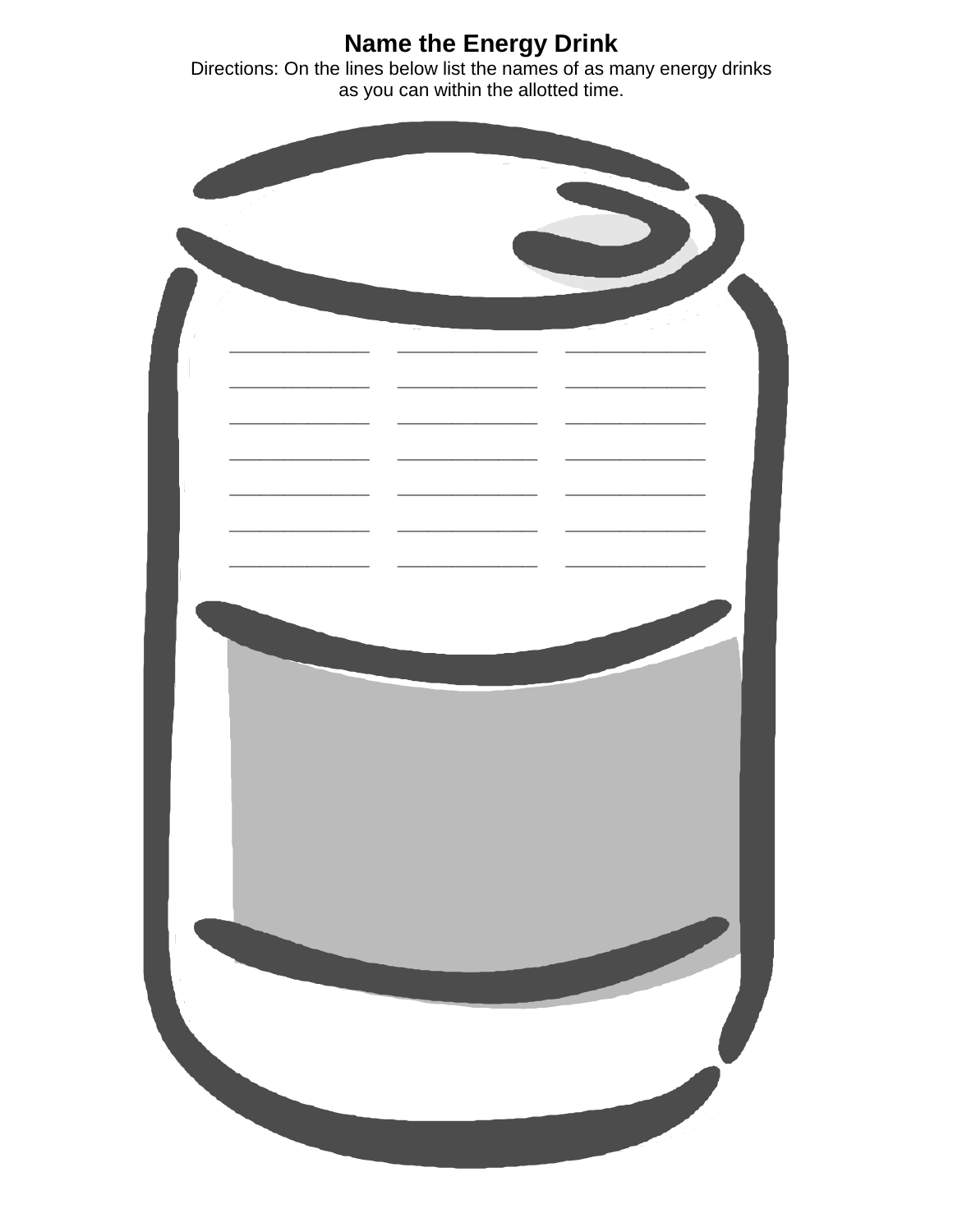# Name the Energy Drink

Directions: On the lines below list the names of as many energy drinks as you can within the allotted time.

_____________ _____________ _____________

_____________ _____________ _____________

_____________ _____________ _____________

_____________ _____________ _____________

_____________ _____________ _____________

_____________ _____________ _____________

_____________ _____________ _____________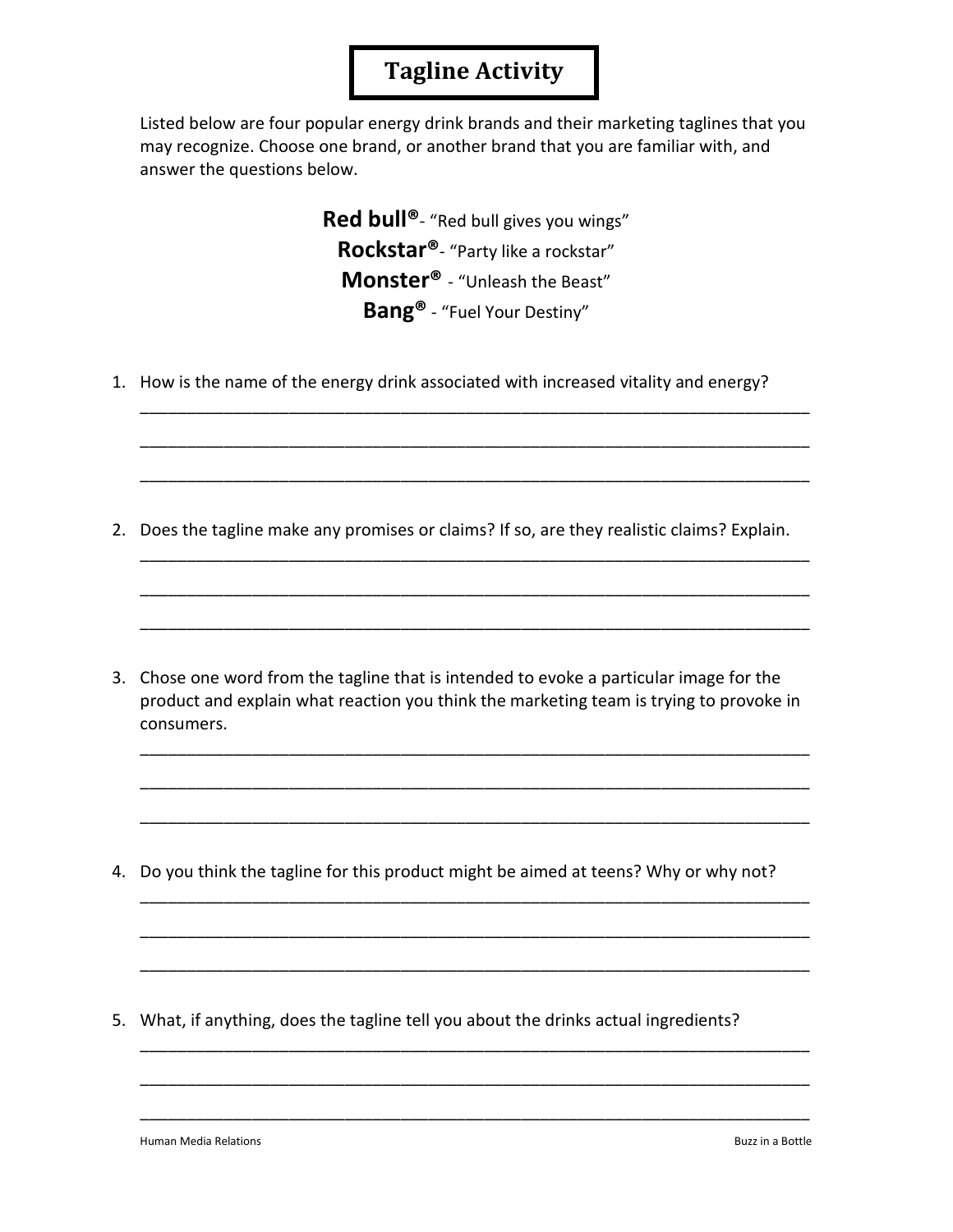# Tagline Activity

Listed below are four popular energy drink brands and their marketing taglines that you may recognize. Choose one brand, or another brand that you are familiar with, and answer the questions below.

**Red bull®**- "Red bull gives you wings"
**Rockstar®**- "Party like a rockstar"
**Monster®** - "Unleash the Beast"
**Bang®** - "Fuel Your Destiny"

1. How is the name of the energy drink associated with increased vitality and energy?

___________________________________________________________________________

___________________________________________________________________________

___________________________________________________________________________

2. Does the tagline make any promises or claims? If so, are they realistic claims? Explain.

___________________________________________________________________________

___________________________________________________________________________

___________________________________________________________________________

3. Chose one word from the tagline that is intended to evoke a particular image for the product and explain what reaction you think the marketing team is trying to provoke in consumers.

___________________________________________________________________________

___________________________________________________________________________

___________________________________________________________________________

4. Do you think the tagline for this product might be aimed at teens? Why or why not?

___________________________________________________________________________

___________________________________________________________________________

___________________________________________________________________________

5. What, if anything, does the tagline tell you about the drinks actual ingredients?

___________________________________________________________________________

___________________________________________________________________________

___________________________________________________________________________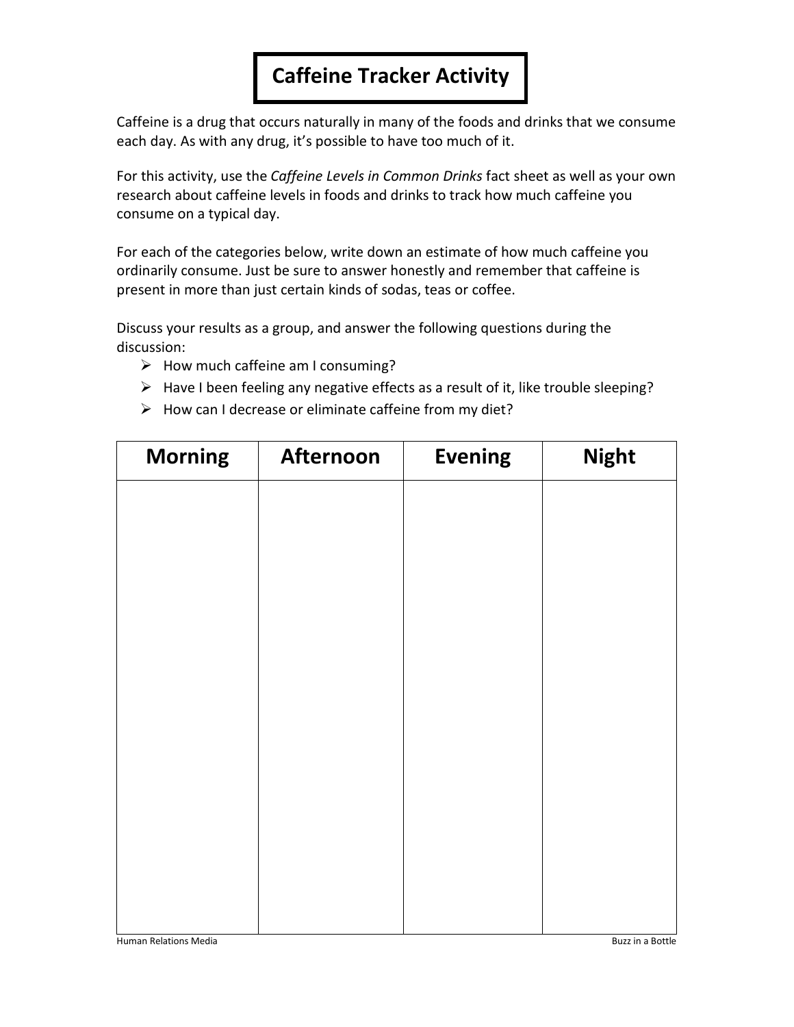# Caffeine Tracker Activity

Caffeine is a drug that occurs naturally in many of the foods and drinks that we consume each day. As with any drug, it's possible to have too much of it.

For this activity, use the *Caffeine Levels in Common Drinks* fact sheet as well as your own research about caffeine levels in foods and drinks to track how much caffeine you consume on a typical day.

For each of the categories below, write down an estimate of how much caffeine you ordinarily consume. Just be sure to answer honestly and remember that caffeine is present in more than just certain kinds of sodas, teas or coffee.

Discuss your results as a group, and answer the following questions during the discussion:

- How much caffeine am I consuming?
- Have I been feeling any negative effects as a result of it, like trouble sleeping?
- How can I decrease or eliminate caffeine from my diet?

| Morning | Afternoon | Evening | Night |
| --- | --- | --- | --- |
| | | | |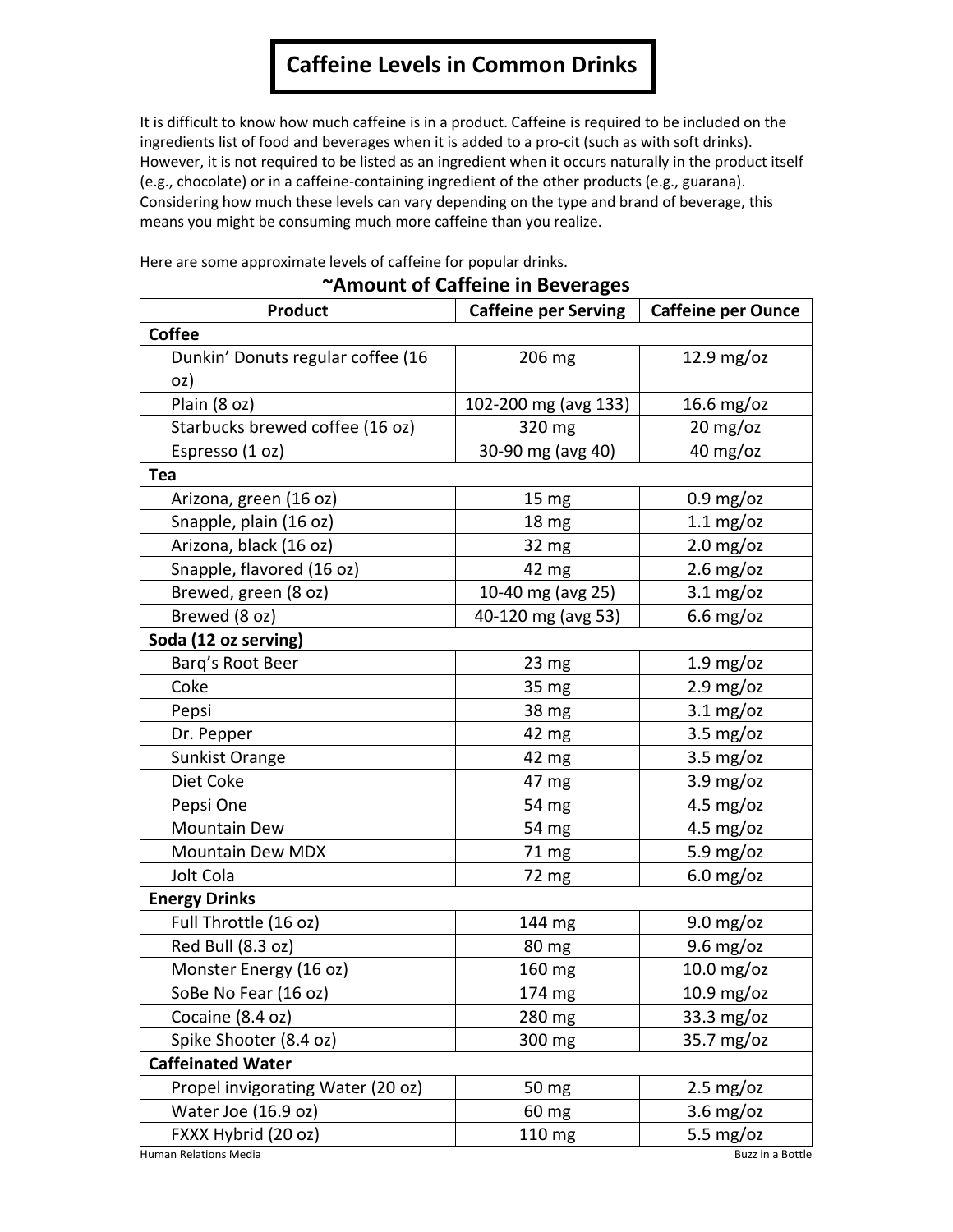# Caffeine Levels in Common Drinks

It is difficult to know how much caffeine is in a product. Caffeine is required to be included on the ingredients list of food and beverages when it is added to a pro-cit (such as with soft drinks). However, it is not required to be listed as an ingredient when it occurs naturally in the product itself (e.g., chocolate) or in a caffeine-containing ingredient of the other products (e.g., guarana). Considering how much these levels can vary depending on the type and brand of beverage, this means you might be consuming much more caffeine than you realize.

Here are some approximate levels of caffeine for popular drinks.

## ~Amount of Caffeine in Beverages

| Product | Caffeine per Serving | Caffeine per Ounce |
|---|---|---|
| **Coffee** | | |
| Dunkin' Donuts regular coffee (16 oz) | 206 mg | 12.9 mg/oz |
| Plain (8 oz) | 102-200 mg (avg 133) | 16.6 mg/oz |
| Starbucks brewed coffee (16 oz) | 320 mg | 20 mg/oz |
| Espresso (1 oz) | 30-90 mg (avg 40) | 40 mg/oz |
| **Tea** | | |
| Arizona, green (16 oz) | 15 mg | 0.9 mg/oz |
| Snapple, plain (16 oz) | 18 mg | 1.1 mg/oz |
| Arizona, black (16 oz) | 32 mg | 2.0 mg/oz |
| Snapple, flavored (16 oz) | 42 mg | 2.6 mg/oz |
| Brewed, green (8 oz) | 10-40 mg (avg 25) | 3.1 mg/oz |
| Brewed (8 oz) | 40-120 mg (avg 53) | 6.6 mg/oz |
| **Soda (12 oz serving)** | | |
| Barq's Root Beer | 23 mg | 1.9 mg/oz |
| Coke | 35 mg | 2.9 mg/oz |
| Pepsi | 38 mg | 3.1 mg/oz |
| Dr. Pepper | 42 mg | 3.5 mg/oz |
| Sunkist Orange | 42 mg | 3.5 mg/oz |
| Diet Coke | 47 mg | 3.9 mg/oz |
| Pepsi One | 54 mg | 4.5 mg/oz |
| Mountain Dew | 54 mg | 4.5 mg/oz |
| Mountain Dew MDX | 71 mg | 5.9 mg/oz |
| Jolt Cola | 72 mg | 6.0 mg/oz |
| **Energy Drinks** | | |
| Full Throttle (16 oz) | 144 mg | 9.0 mg/oz |
| Red Bull (8.3 oz) | 80 mg | 9.6 mg/oz |
| Monster Energy (16 oz) | 160 mg | 10.0 mg/oz |
| SoBe No Fear (16 oz) | 174 mg | 10.9 mg/oz |
| Cocaine (8.4 oz) | 280 mg | 33.3 mg/oz |
| Spike Shooter (8.4 oz) | 300 mg | 35.7 mg/oz |
| **Caffeinated Water** | | |
| Propel invigorating Water (20 oz) | 50 mg | 2.5 mg/oz |
| Water Joe (16.9 oz) | 60 mg | 3.6 mg/oz |
| FXXX Hybrid (20 oz) | 110 mg | 5.5 mg/oz |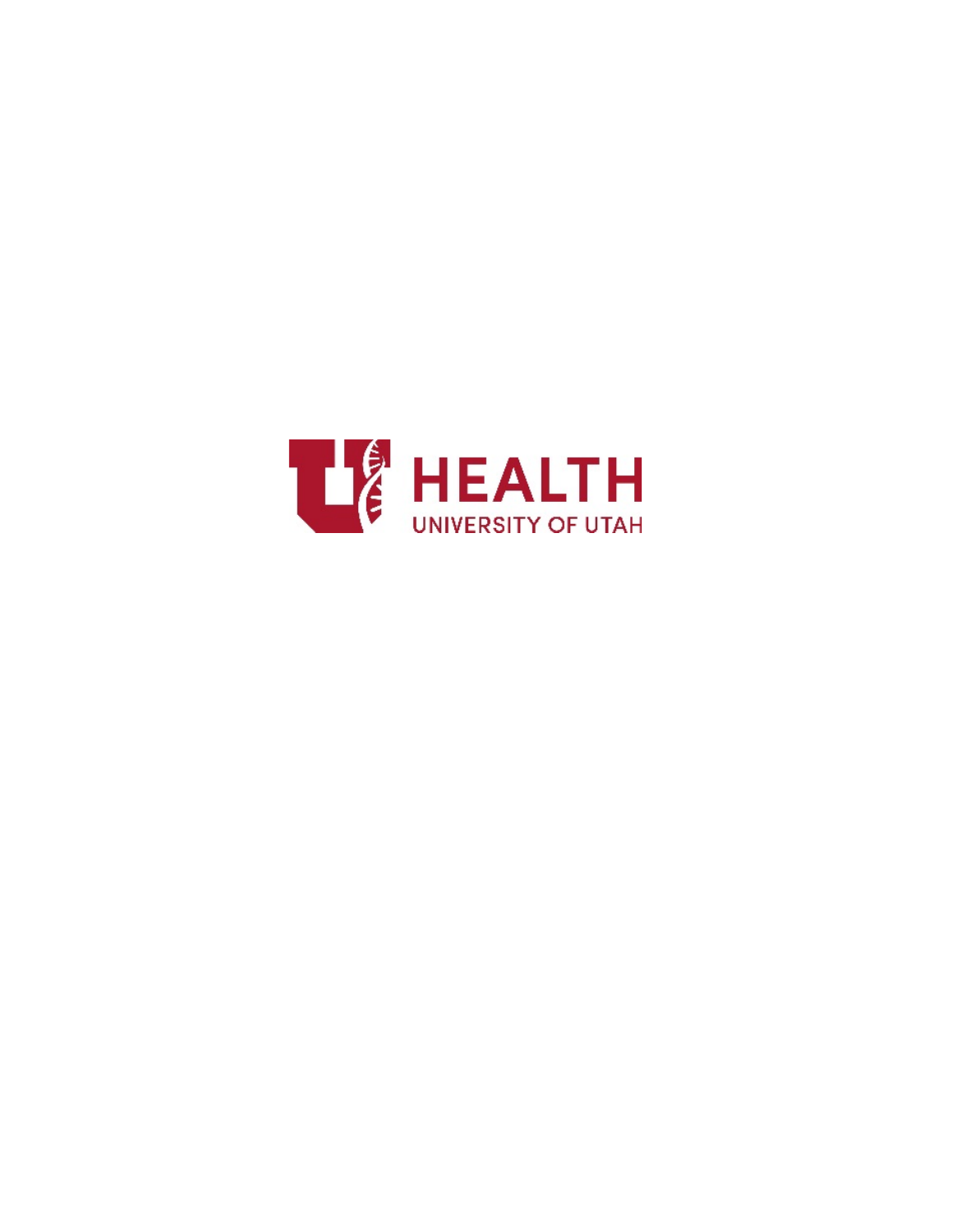HEALTH

UNIVERSITY OF UTAH